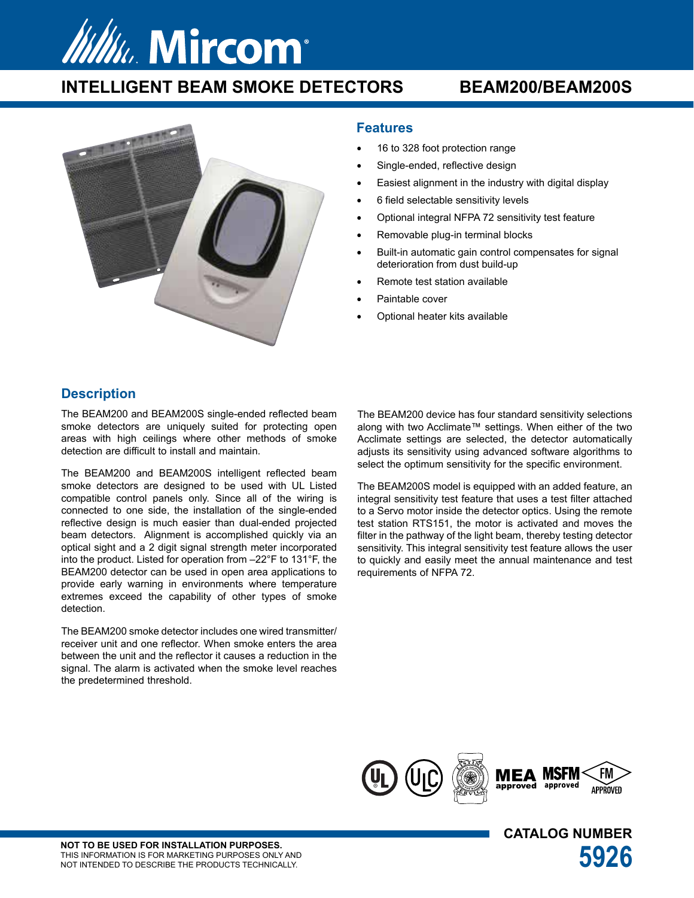# Mircom

## INTELLIGENT BEAM SMOKE DETECTORS BEAM200/BEAM200S

### Features

- 16 to 328 foot protection range
- Single-ended, reflective design
- Easiest alignment in the industry with digital display
- 6 field selectable sensitivity levels
- Optional integral NFPA 72 sensitivity test feature
- Removable plug-in terminal blocks
- Built-in automatic gain control compensates for signal deterioration from dust build-up
- Remote test station available
- Paintable cover
- Optional heater kits available

### Description

The BEAM200 and BEAM200S single-ended reflected beam smoke detectors are uniquely suited for protecting open areas with high ceilings where other methods of smoke detection are difficult to install and maintain.

The BEAM200 and BEAM200S intelligent reflected beam smoke detectors are designed to be used with UL Listed compatible control panels only. Since all of the wiring is connected to one side, the installation of the single-ended reflective design is much easier than dual-ended projected beam detectors. Alignment is accomplished quickly via an optical sight and a 2 digit signal strength meter incorporated into the product. Listed for operation from –22°F to 131°F, the BEAM200 detector can be used in open area applications to provide early warning in environments where temperature extremes exceed the capability of other types of smoke detection.

The BEAM200 smoke detector includes one wired transmitter/receiver unit and one reflector. When smoke enters the area between the unit and the reflector it causes a reduction in the signal. The alarm is activated when the smoke level reaches the predetermined threshold.

The BEAM200 device has four standard sensitivity selections along with two Acclimate™ settings. When either of the two Acclimate settings are selected, the detector automatically adjusts its sensitivity using advanced software algorithms to select the optimum sensitivity for the specific environment.

The BEAM200S model is equipped with an added feature, an integral sensitivity test feature that uses a test filter attached to a Servo motor inside the detector optics. Using the remote test station RTS151, the motor is activated and moves the filter in the pathway of the light beam, thereby testing detector sensitivity. This integral sensitivity test feature allows the user to quickly and easily meet the annual maintenance and test requirements of NFPA 72.

MEA approved MSFM approved FM APPROVED

**NOT TO BE USED FOR INSTALLATION PURPOSES.**
THIS INFORMATION IS FOR MARKETING PURPOSES ONLY AND NOT INTENDED TO DESCRIBE THE PRODUCTS TECHNICALLY.

**CATALOG NUMBER**
**5926**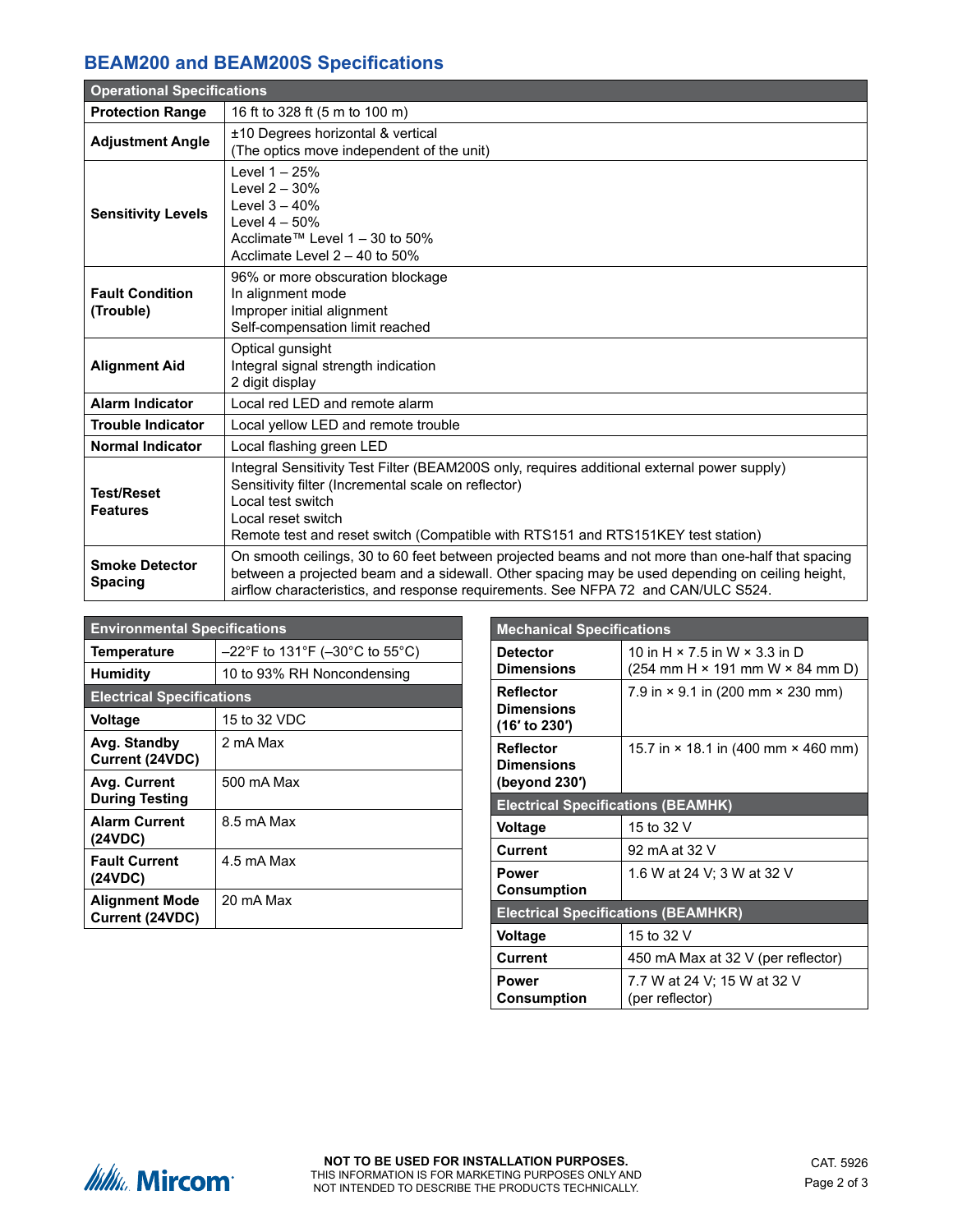## BEAM200 and BEAM200S Specifications

| Operational Specifications | |
|---|---|
| **Protection Range** | 16 ft to 328 ft (5 m to 100 m) |
| **Adjustment Angle** | ±10 Degrees horizontal & vertical<br>(The optics move independent of the unit) |
| **Sensitivity Levels** | Level 1 – 25%<br>Level 2 – 30%<br>Level 3 – 40%<br>Level 4 – 50%<br>Acclimate™ Level 1 – 30 to 50%<br>Acclimate Level 2 – 40 to 50% |
| **Fault Condition (Trouble)** | 96% or more obscuration blockage<br>In alignment mode<br>Improper initial alignment<br>Self-compensation limit reached |
| **Alignment Aid** | Optical gunsight<br>Integral signal strength indication<br>2 digit display |
| **Alarm Indicator** | Local red LED and remote alarm |
| **Trouble Indicator** | Local yellow LED and remote trouble |
| **Normal Indicator** | Local flashing green LED |
| **Test/Reset Features** | Integral Sensitivity Test Filter (BEAM200S only, requires additional external power supply)<br>Sensitivity filter (Incremental scale on reflector)<br>Local test switch<br>Local reset switch<br>Remote test and reset switch (Compatible with RTS151 and RTS151KEY test station) |
| **Smoke Detector Spacing** | On smooth ceilings, 30 to 60 feet between projected beams and not more than one-half that spacing between a projected beam and a sidewall. Other spacing may be used depending on ceiling height, airflow characteristics, and response requirements. See NFPA 72 and CAN/ULC S524. |

| Environmental Specifications | |
|---|---|
| **Temperature** | –22°F to 131°F (–30°C to 55°C) |
| **Humidity** | 10 to 93% RH Noncondensing |
| **Electrical Specifications** | |
| **Voltage** | 15 to 32 VDC |
| **Avg. Standby Current (24VDC)** | 2 mA Max |
| **Avg. Current During Testing** | 500 mA Max |
| **Alarm Current (24VDC)** | 8.5 mA Max |
| **Fault Current (24VDC)** | 4.5 mA Max |
| **Alignment Mode Current (24VDC)** | 20 mA Max |

| Mechanical Specifications | |
|---|---|
| **Detector Dimensions** | 10 in H × 7.5 in W × 3.3 in D<br>(254 mm H × 191 mm W × 84 mm D) |
| **Reflector Dimensions (16′ to 230′)** | 7.9 in × 9.1 in (200 mm × 230 mm) |
| **Reflector Dimensions (beyond 230′)** | 15.7 in × 18.1 in (400 mm × 460 mm) |
| **Electrical Specifications (BEAMHK)** | |
| **Voltage** | 15 to 32 V |
| **Current** | 92 mA at 32 V |
| **Power Consumption** | 1.6 W at 24 V; 3 W at 32 V |
| **Electrical Specifications (BEAMHKR)** | |
| **Voltage** | 15 to 32 V |
| **Current** | 450 mA Max at 32 V (per reflector) |
| **Power Consumption** | 7.7 W at 24 V; 15 W at 32 V<br>(per reflector) |

**NOT TO BE USED FOR INSTALLATION PURPOSES.**
THIS INFORMATION IS FOR MARKETING PURPOSES ONLY AND NOT INTENDED TO DESCRIBE THE PRODUCTS TECHNICALLY.

CAT. 5926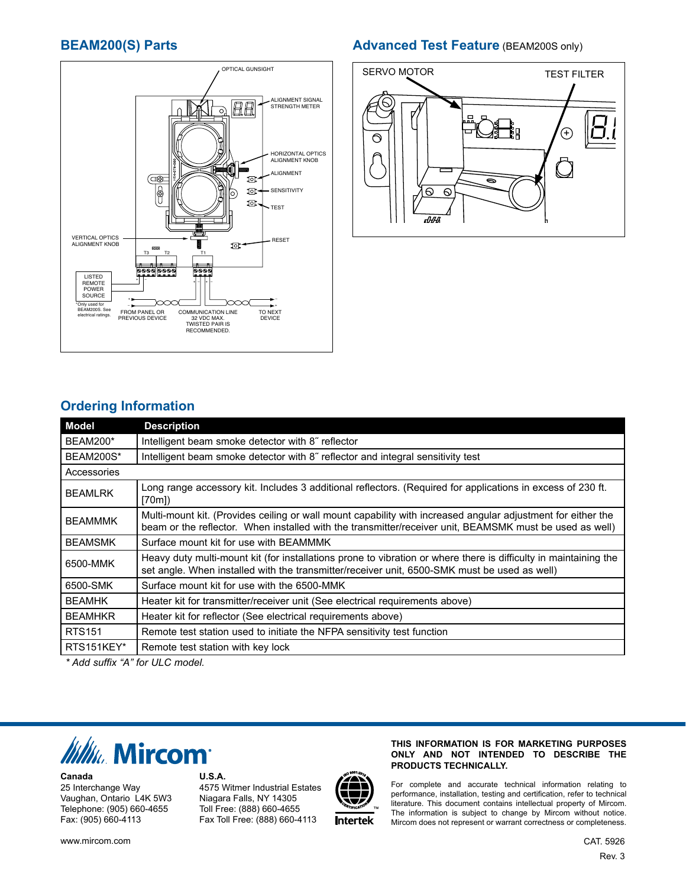## BEAM200(S) Parts

OPTICAL GUNSIGHT

ALIGNMENT SIGNAL STRENGTH METER

HORIZONTAL OPTICS ALIGNMENT KNOB

ALIGNMENT

SENSITIVITY

TEST

VERTICAL OPTICS ALIGNMENT KNOB

RESET

T3 T2 T1

LISTED REMOTE POWER SOURCE

*Only used for BEAM200S. See electrical ratings.

FROM PANEL OR PREVIOUS DEVICE

COMMUNICATION LINE 32 VDC MAX. TWISTED PAIR IS RECOMMENDED.

TO NEXT DEVICE

## Advanced Test Feature (BEAM200S only)

SERVO MOTOR

TEST FILTER

## Ordering Information

| Model | Description |
|---|---|
| BEAM200* | Intelligent beam smoke detector with 8˝ reflector |
| BEAM200S* | Intelligent beam smoke detector with 8˝ reflector and integral sensitivity test |
| Accessories | |
| BEAMLRK | Long range accessory kit. Includes 3 additional reflectors. (Required for applications in excess of 230 ft. [70m]) |
| BEAMMMK | Multi-mount kit. (Provides ceiling or wall mount capability with increased angular adjustment for either the beam or the reflector. When installed with the transmitter/receiver unit, BEAMSMK must be used as well) |
| BEAMSMK | Surface mount kit for use with BEAMMMK |
| 6500-MMK | Heavy duty multi-mount kit (for installations prone to vibration or where there is difficulty in maintaining the set angle. When installed with the transmitter/receiver unit, 6500-SMK must be used as well) |
| 6500-SMK | Surface mount kit for use with the 6500-MMK |
| BEAMHK | Heater kit for transmitter/receiver unit (See electrical requirements above) |
| BEAMHKR | Heater kit for reflector (See electrical requirements above) |
| RTS151 | Remote test station used to initiate the NFPA sensitivity test function |
| RTS151KEY* | Remote test station with key lock |

*\* Add suffix “A” for ULC model.*

**Mircom**

**Canada**
25 Interchange Way
Vaughan, Ontario L4K 5W3
Telephone: (905) 660-4655
Fax: (905) 660-4113

**U.S.A.**
4575 Witmer Industrial Estates
Niagara Falls, NY 14305
Toll Free: (888) 660-4655
Fax Toll Free: (888) 660-4113

www.mircom.com

**THIS INFORMATION IS FOR MARKETING PURPOSES ONLY AND NOT INTENDED TO DESCRIBE THE PRODUCTS TECHNICALLY.**

For complete and accurate technical information relating to performance, installation, testing and certification, refer to technical literature. This document contains intellectual property of Mircom. The information is subject to change by Mircom without notice. Mircom does not represent or warrant correctness or completeness.

CAT. 5926
Rev. 3